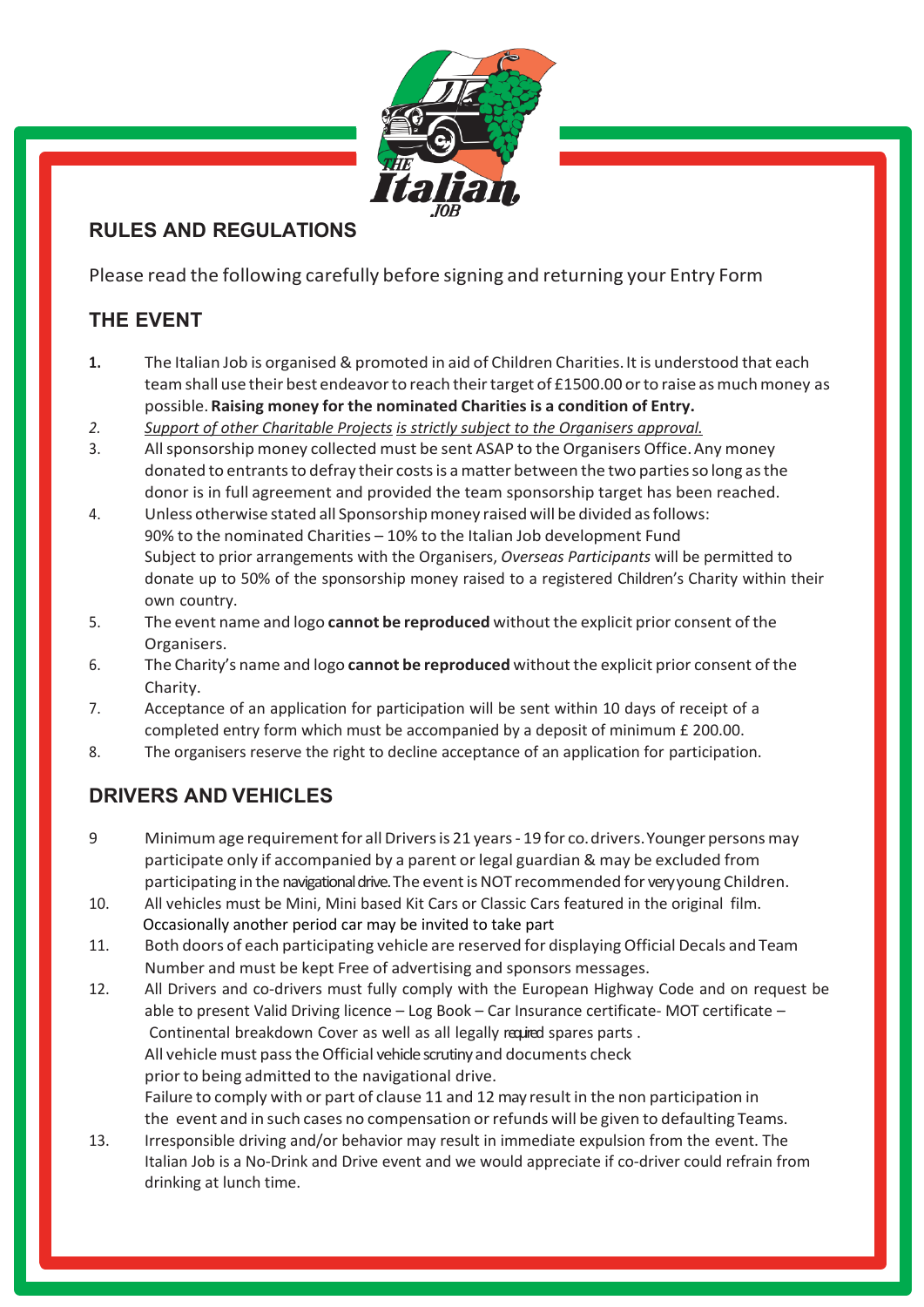## RULES AND REGULATIONS

Please read the following carefully before signing and returning your Entry Form

## THE EVENT

**1.** The Italian Job is organised & promoted in aid of Children Charities. It is understood that each team shall use their best endeavor to reach their target of £1500.00 or to raise as much money as possible. **Raising money for the nominated Charities is a condition of Entry.**

*2.* *Support of other Charitable Projects is strictly subject to the Organisers approval.*

3. All sponsorship money collected must be sent ASAP to the Organisers Office. Any money donated to entrants to defray their costs is a matter between the two parties so long as the donor is in full agreement and provided the team sponsorship target has been reached.

4. Unless otherwise stated all Sponsorship money raised will be divided as follows:
   90% to the nominated Charities – 10% to the Italian Job development Fund
   Subject to prior arrangements with the Organisers, *Overseas Participants* will be permitted to donate up to 50% of the sponsorship money raised to a registered Children's Charity within their own country.

5. The event name and logo **cannot be reproduced** without the explicit prior consent of the Organisers.

6. The Charity's name and logo **cannot be reproduced** without the explicit prior consent of the Charity.

7. Acceptance of an application for participation will be sent within 10 days of receipt of a completed entry form which must be accompanied by a deposit of minimum £ 200.00.

8. The organisers reserve the right to decline acceptance of an application for participation.

## DRIVERS AND VEHICLES

9 Minimum age requirement for all Drivers is 21 years - 19 for co. drivers. Younger persons may participate only if accompanied by a parent or legal guardian & may be excluded from participating in the navigational drive. The event is NOT recommended for very young Children.

10. All vehicles must be Mini, Mini based Kit Cars or Classic Cars featured in the original film. Occasionally another period car may be invited to take part

11. Both doors of each participating vehicle are reserved for displaying Official Decals and Team Number and must be kept Free of advertising and sponsors messages.

12. All Drivers and co-drivers must fully comply with the European Highway Code and on request be able to present Valid Driving licence – Log Book – Car Insurance certificate- MOT certificate – Continental breakdown Cover as well as all legally required spares parts .
    All vehicle must pass the Official vehicle scrutiny and documents check prior to being admitted to the navigational drive.
    Failure to comply with or part of clause 11 and 12 may result in the non participation in the event and in such cases no compensation or refunds will be given to defaulting Teams.

13. Irresponsible driving and/or behavior may result in immediate expulsion from the event. The Italian Job is a No-Drink and Drive event and we would appreciate if co-driver could refrain from drinking at lunch time.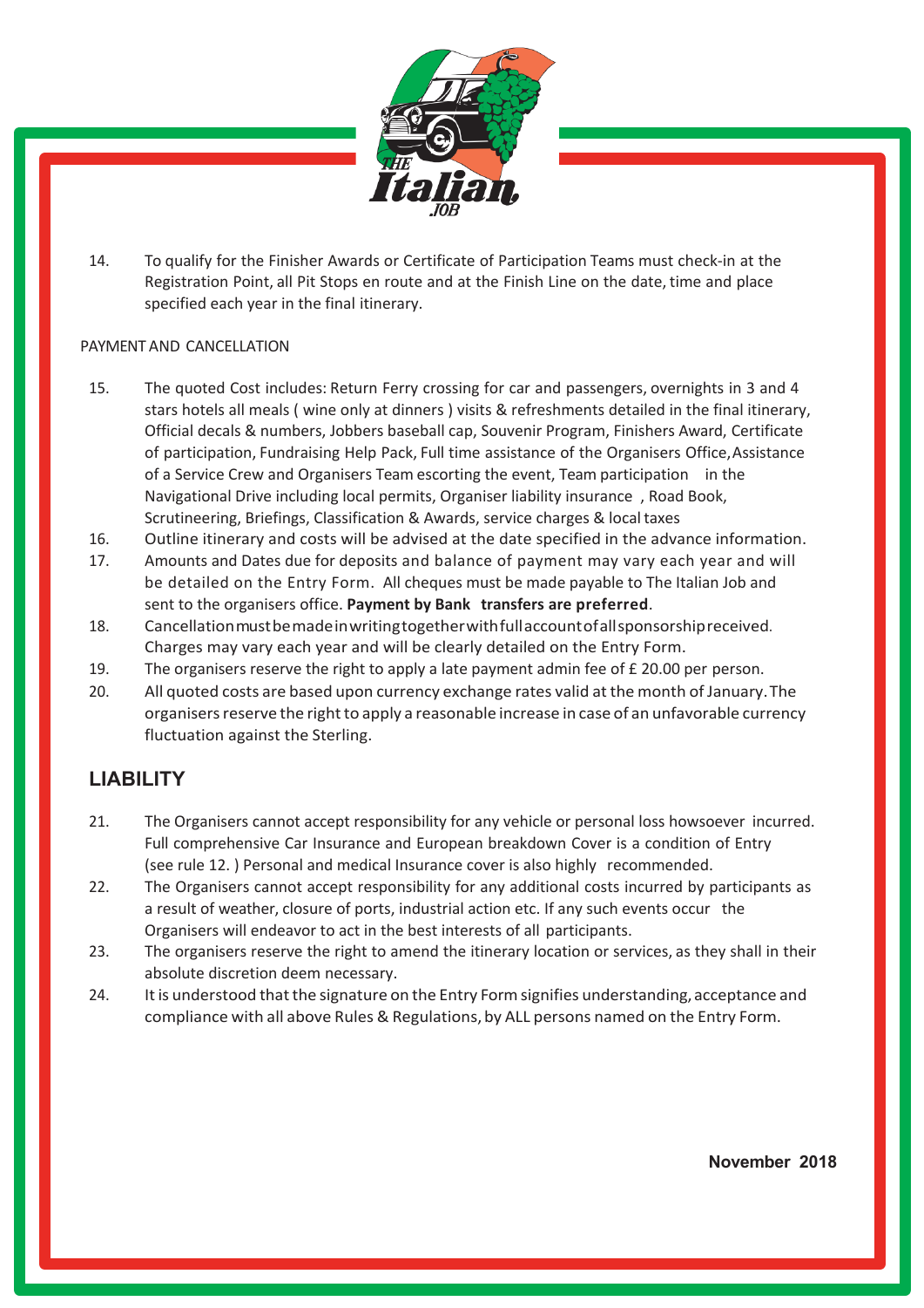14. To qualify for the Finisher Awards or Certificate of Participation Teams must check-in at the Registration Point, all Pit Stops en route and at the Finish Line on the date, time and place specified each year in the final itinerary.

PAYMENT AND CANCELLATION

15. The quoted Cost includes: Return Ferry crossing for car and passengers, overnights in 3 and 4 stars hotels all meals ( wine only at dinners ) visits & refreshments detailed in the final itinerary, Official decals & numbers, Jobbers baseball cap, Souvenir Program, Finishers Award, Certificate of participation, Fundraising Help Pack, Full time assistance of the Organisers Office, Assistance of a Service Crew and Organisers Team escorting the event, Team participation in the Navigational Drive including local permits, Organiser liability insurance , Road Book, Scrutineering, Briefings, Classification & Awards, service charges & local taxes
16. Outline itinerary and costs will be advised at the date specified in the advance information.
17. Amounts and Dates due for deposits and balance of payment may vary each year and will be detailed on the Entry Form. All cheques must be made payable to The Italian Job and sent to the organisers office. **Payment by Bank transfers are preferred**.
18. Cancellation must be made in writing together with full account of all sponsorship received. Charges may vary each year and will be clearly detailed on the Entry Form.
19. The organisers reserve the right to apply a late payment admin fee of £ 20.00 per person.
20. All quoted costs are based upon currency exchange rates valid at the month of January. The organisers reserve the right to apply a reasonable increase in case of an unfavorable currency fluctuation against the Sterling.

## LIABILITY

21. The Organisers cannot accept responsibility for any vehicle or personal loss howsoever incurred. Full comprehensive Car Insurance and European breakdown Cover is a condition of Entry (see rule 12. ) Personal and medical Insurance cover is also highly recommended.
22. The Organisers cannot accept responsibility for any additional costs incurred by participants as a result of weather, closure of ports, industrial action etc. If any such events occur the Organisers will endeavor to act in the best interests of all participants.
23. The organisers reserve the right to amend the itinerary location or services, as they shall in their absolute discretion deem necessary.
24. It is understood that the signature on the Entry Form signifies understanding, acceptance and compliance with all above Rules & Regulations, by ALL persons named on the Entry Form.

**November 2018**